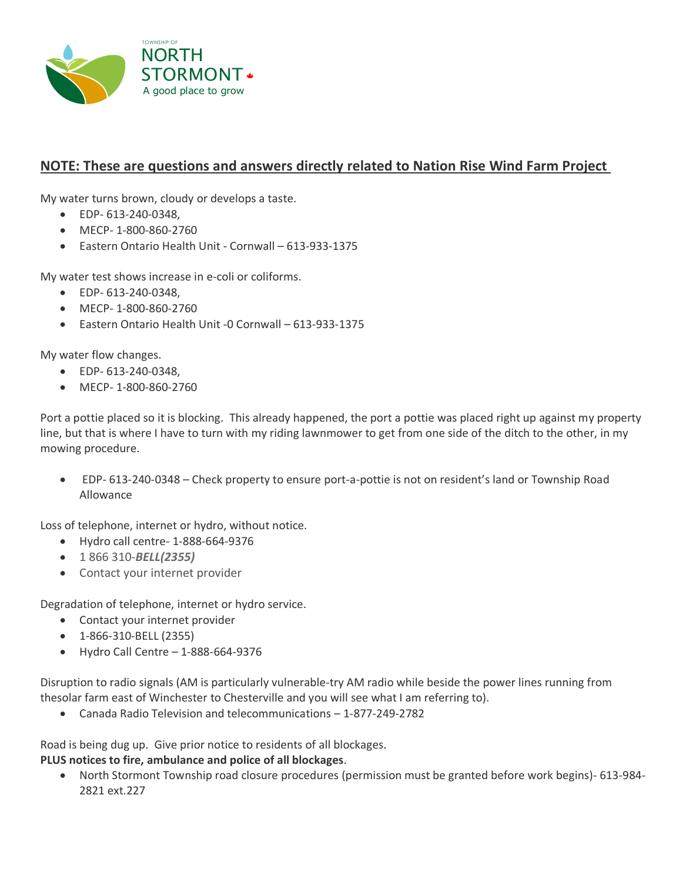TOWNSHIP OF
NORTH STORMONT
A good place to grow

## NOTE: These are questions and answers directly related to Nation Rise Wind Farm Project

My water turns brown, cloudy or develops a taste.

- EDP- 613-240-0348,
- MECP- 1-800-860-2760
- Eastern Ontario Health Unit - Cornwall – 613-933-1375

My water test shows increase in e-coli or coliforms.

- EDP- 613-240-0348,
- MECP- 1-800-860-2760
- Eastern Ontario Health Unit -0 Cornwall – 613-933-1375

My water flow changes.

- EDP- 613-240-0348,
- MECP- 1-800-860-2760

Port a pottie placed so it is blocking. This already happened, the port a pottie was placed right up against my property line, but that is where I have to turn with my riding lawnmower to get from one side of the ditch to the other, in my mowing procedure.

- EDP- 613-240-0348 – Check property to ensure port-a-pottie is not on resident's land or Township Road Allowance

Loss of telephone, internet or hydro, without notice.

- Hydro call centre- 1-888-664-9376
- 1 866 310-***BELL(2355)***
- Contact your internet provider

Degradation of telephone, internet or hydro service.

- Contact your internet provider
- 1-866-310-BELL (2355)
- Hydro Call Centre – 1-888-664-9376

Disruption to radio signals (AM is particularly vulnerable-try AM radio while beside the power lines running from thesolar farm east of Winchester to Chesterville and you will see what I am referring to).

- Canada Radio Television and telecommunications – 1-877-249-2782

Road is being dug up. Give prior notice to residents of all blockages.
**PLUS notices to fire, ambulance and police of all blockages**.

- North Stormont Township road closure procedures (permission must be granted before work begins)- 613-984-2821 ext.227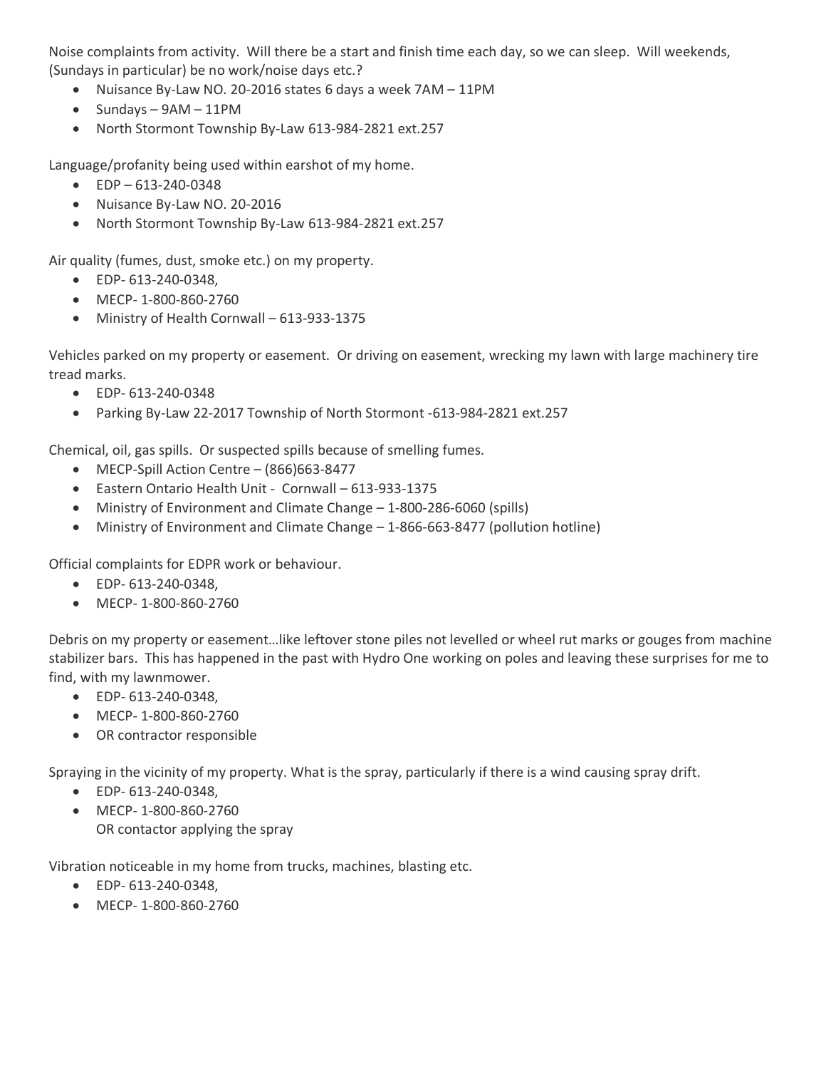Noise complaints from activity. Will there be a start and finish time each day, so we can sleep. Will weekends, (Sundays in particular) be no work/noise days etc.?

- Nuisance By-Law NO. 20-2016 states 6 days a week 7AM – 11PM
- Sundays – 9AM – 11PM
- North Stormont Township By-Law 613-984-2821 ext.257

Language/profanity being used within earshot of my home.

- EDP – 613-240-0348
- Nuisance By-Law NO. 20-2016
- North Stormont Township By-Law 613-984-2821 ext.257

Air quality (fumes, dust, smoke etc.) on my property.

- EDP- 613-240-0348,
- MECP- 1-800-860-2760
- Ministry of Health Cornwall – 613-933-1375

Vehicles parked on my property or easement. Or driving on easement, wrecking my lawn with large machinery tire tread marks.

- EDP- 613-240-0348
- Parking By-Law 22-2017 Township of North Stormont -613-984-2821 ext.257

Chemical, oil, gas spills. Or suspected spills because of smelling fumes.

- MECP-Spill Action Centre – (866)663-8477
- Eastern Ontario Health Unit - Cornwall – 613-933-1375
- Ministry of Environment and Climate Change – 1-800-286-6060 (spills)
- Ministry of Environment and Climate Change – 1-866-663-8477 (pollution hotline)

Official complaints for EDPR work or behaviour.

- EDP- 613-240-0348,
- MECP- 1-800-860-2760

Debris on my property or easement…like leftover stone piles not levelled or wheel rut marks or gouges from machine stabilizer bars. This has happened in the past with Hydro One working on poles and leaving these surprises for me to find, with my lawnmower.

- EDP- 613-240-0348,
- MECP- 1-800-860-2760
- OR contractor responsible

Spraying in the vicinity of my property. What is the spray, particularly if there is a wind causing spray drift.

- EDP- 613-240-0348,
- MECP- 1-800-860-2760
  OR contactor applying the spray

Vibration noticeable in my home from trucks, machines, blasting etc.

- EDP- 613-240-0348,
- MECP- 1-800-860-2760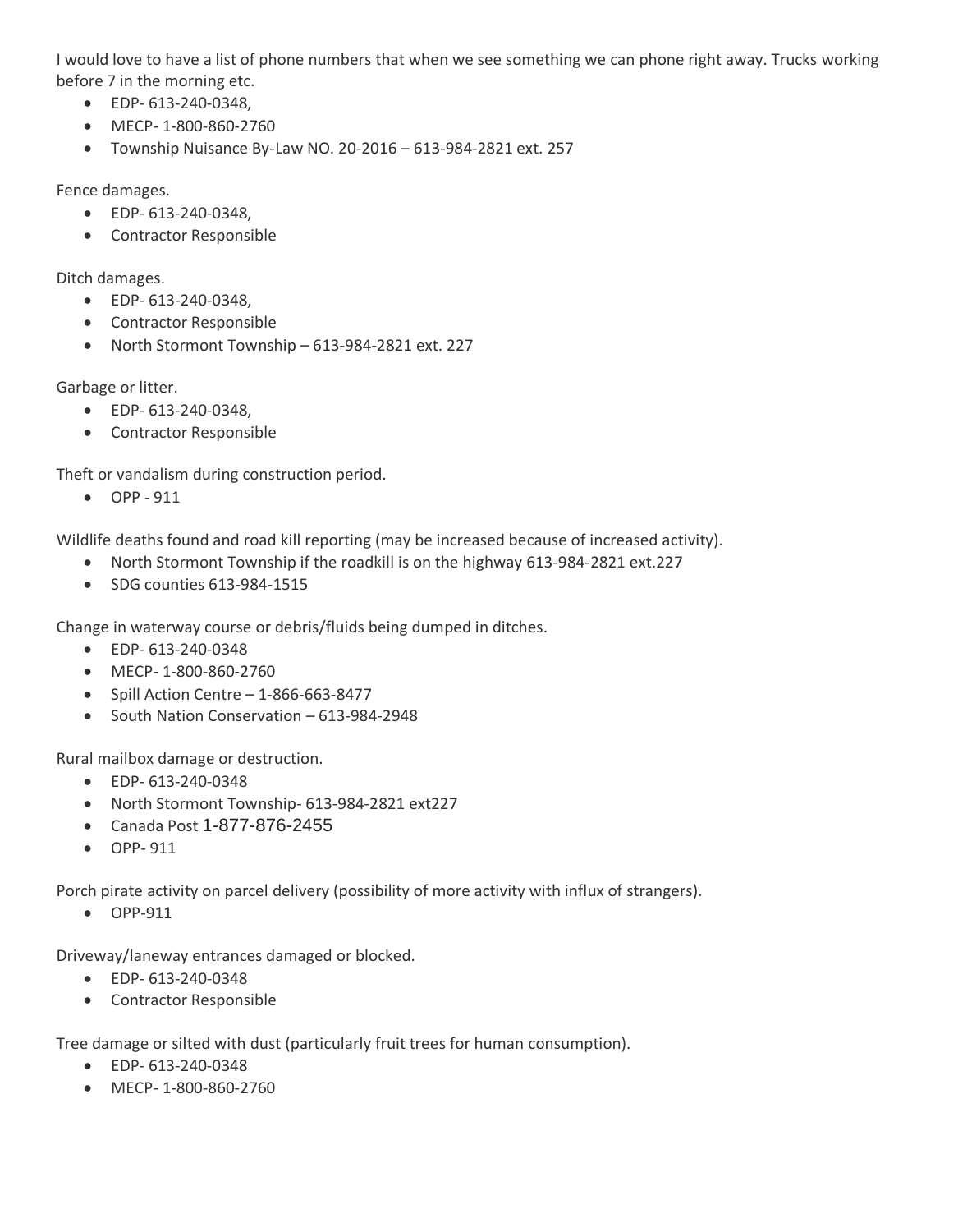I would love to have a list of phone numbers that when we see something we can phone right away. Trucks working before 7 in the morning etc.

- EDP- 613-240-0348,
- MECP- 1-800-860-2760
- Township Nuisance By-Law NO. 20-2016 – 613-984-2821 ext. 257

Fence damages.

- EDP- 613-240-0348,
- Contractor Responsible

Ditch damages.

- EDP- 613-240-0348,
- Contractor Responsible
- North Stormont Township – 613-984-2821 ext. 227

Garbage or litter.

- EDP- 613-240-0348,
- Contractor Responsible

Theft or vandalism during construction period.

- OPP - 911

Wildlife deaths found and road kill reporting (may be increased because of increased activity).

- North Stormont Township if the roadkill is on the highway 613-984-2821 ext.227
- SDG counties 613-984-1515

Change in waterway course or debris/fluids being dumped in ditches.

- EDP- 613-240-0348
- MECP- 1-800-860-2760
- Spill Action Centre – 1-866-663-8477
- South Nation Conservation – 613-984-2948

Rural mailbox damage or destruction.

- EDP- 613-240-0348
- North Stormont Township- 613-984-2821 ext227
- Canada Post 1-877-876-2455
- OPP- 911

Porch pirate activity on parcel delivery (possibility of more activity with influx of strangers).

- OPP-911

Driveway/laneway entrances damaged or blocked.

- EDP- 613-240-0348
- Contractor Responsible

Tree damage or silted with dust (particularly fruit trees for human consumption).

- EDP- 613-240-0348
- MECP- 1-800-860-2760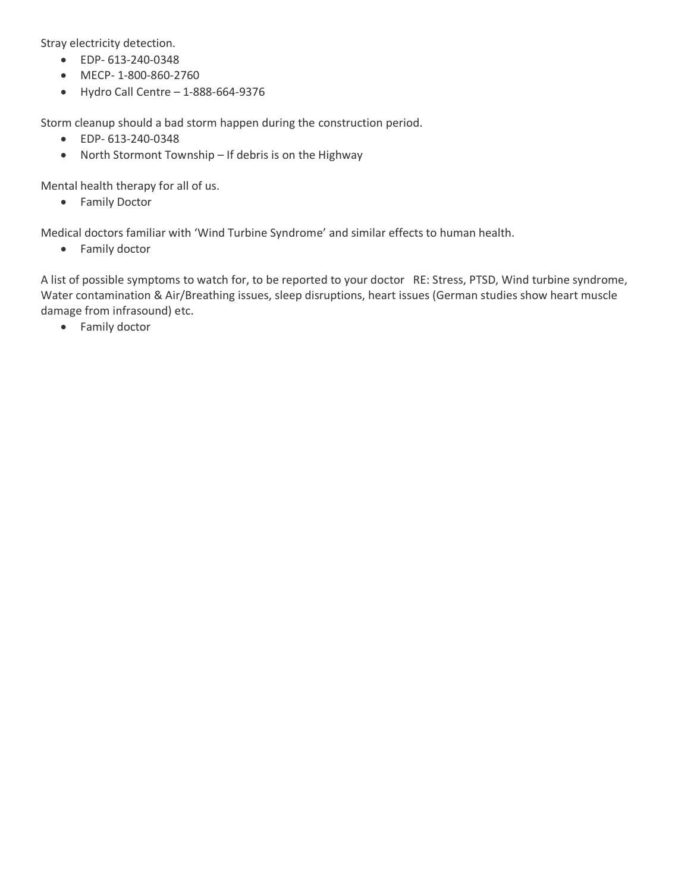Stray electricity detection.

- EDP- 613-240-0348
- MECP- 1-800-860-2760
- Hydro Call Centre – 1-888-664-9376

Storm cleanup should a bad storm happen during the construction period.

- EDP- 613-240-0348
- North Stormont Township – If debris is on the Highway

Mental health therapy for all of us.

- Family Doctor

Medical doctors familiar with 'Wind Turbine Syndrome' and similar effects to human health.

- Family doctor

A list of possible symptoms to watch for, to be reported to your doctor RE: Stress, PTSD, Wind turbine syndrome, Water contamination & Air/Breathing issues, sleep disruptions, heart issues (German studies show heart muscle damage from infrasound) etc.

- Family doctor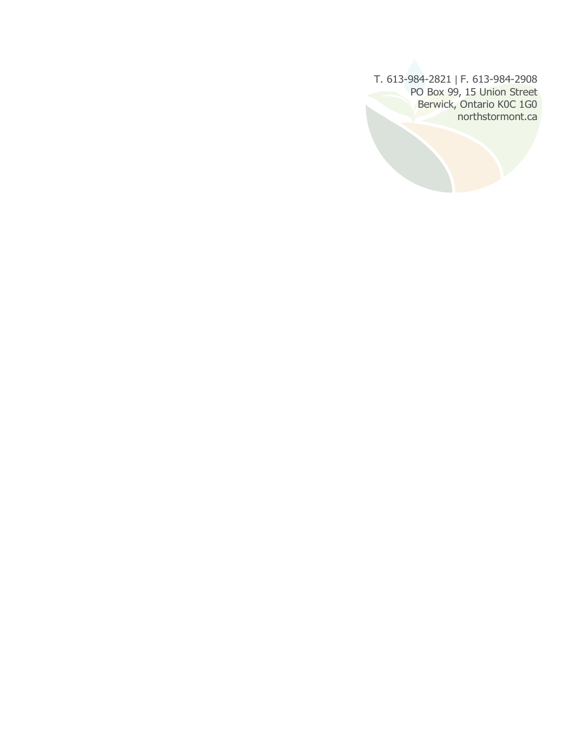T. 613-984-2821 | F. 613-984-2908
PO Box 99, 15 Union Street
Berwick, Ontario K0C 1G0
northstormont.ca